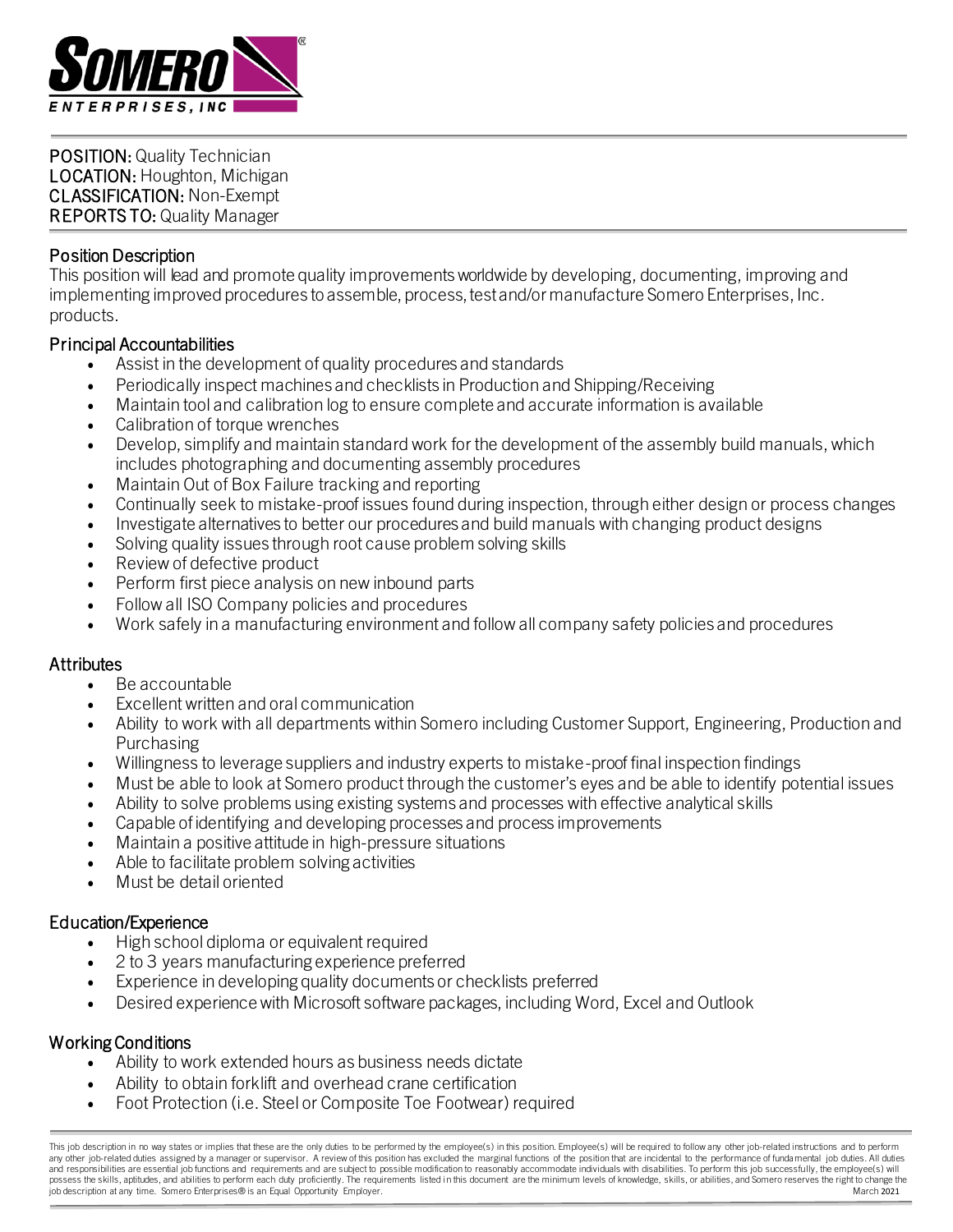**POSITION:** Quality Technician
**LOCATION:** Houghton, Michigan
**CLASSIFICATION:** Non-Exempt
**REPORTS TO:** Quality Manager

## Position Description

This position will lead and promote quality improvements worldwide by developing, documenting, improving and implementing improved procedures to assemble, process, test and/or manufacture Somero Enterprises, Inc. products.

## Principal Accountabilities

- Assist in the development of quality procedures and standards
- Periodically inspect machines and checklists in Production and Shipping/Receiving
- Maintain tool and calibration log to ensure complete and accurate information is available
- Calibration of torque wrenches
- Develop, simplify and maintain standard work for the development of the assembly build manuals, which includes photographing and documenting assembly procedures
- Maintain Out of Box Failure tracking and reporting
- Continually seek to mistake-proof issues found during inspection, through either design or process changes
- Investigate alternatives to better our procedures and build manuals with changing product designs
- Solving quality issues through root cause problem solving skills
- Review of defective product
- Perform first piece analysis on new inbound parts
- Follow all ISO Company policies and procedures
- Work safely in a manufacturing environment and follow all company safety policies and procedures

## Attributes

- Be accountable
- Excellent written and oral communication
- Ability to work with all departments within Somero including Customer Support, Engineering, Production and Purchasing
- Willingness to leverage suppliers and industry experts to mistake-proof final inspection findings
- Must be able to look at Somero product through the customer's eyes and be able to identify potential issues
- Ability to solve problems using existing systems and processes with effective analytical skills
- Capable of identifying and developing processes and process improvements
- Maintain a positive attitude in high-pressure situations
- Able to facilitate problem solving activities
- Must be detail oriented

## Education/Experience

- High school diploma or equivalent required
- 2 to 3 years manufacturing experience preferred
- Experience in developing quality documents or checklists preferred
- Desired experience with Microsoft software packages, including Word, Excel and Outlook

## Working Conditions

- Ability to work extended hours as business needs dictate
- Ability to obtain forklift and overhead crane certification
- Foot Protection (i.e. Steel or Composite Toe Footwear) required

This job description in no way states or implies that these are the only duties to be performed by the employee(s) in this position. Employee(s) will be required to follow any other job-related instructions and to perform any other job-related duties assigned by a manager or supervisor. A review of this position has excluded the marginal functions of the position that are incidental to the performance of fundamental job duties. All duties and responsibilities are essential job functions and requirements and are subject to possible modification to reasonably accommodate individuals with disabilities. To perform this job successfully, the employee(s) will possess the skills, aptitudes, and abilities to perform each duty proficiently. The requirements listed in this document are the minimum levels of knowledge, skills, or abilities, and Somero reserves the right to change the job description at any time. Somero Enterprises® is an Equal Opportunity Employer. March 2021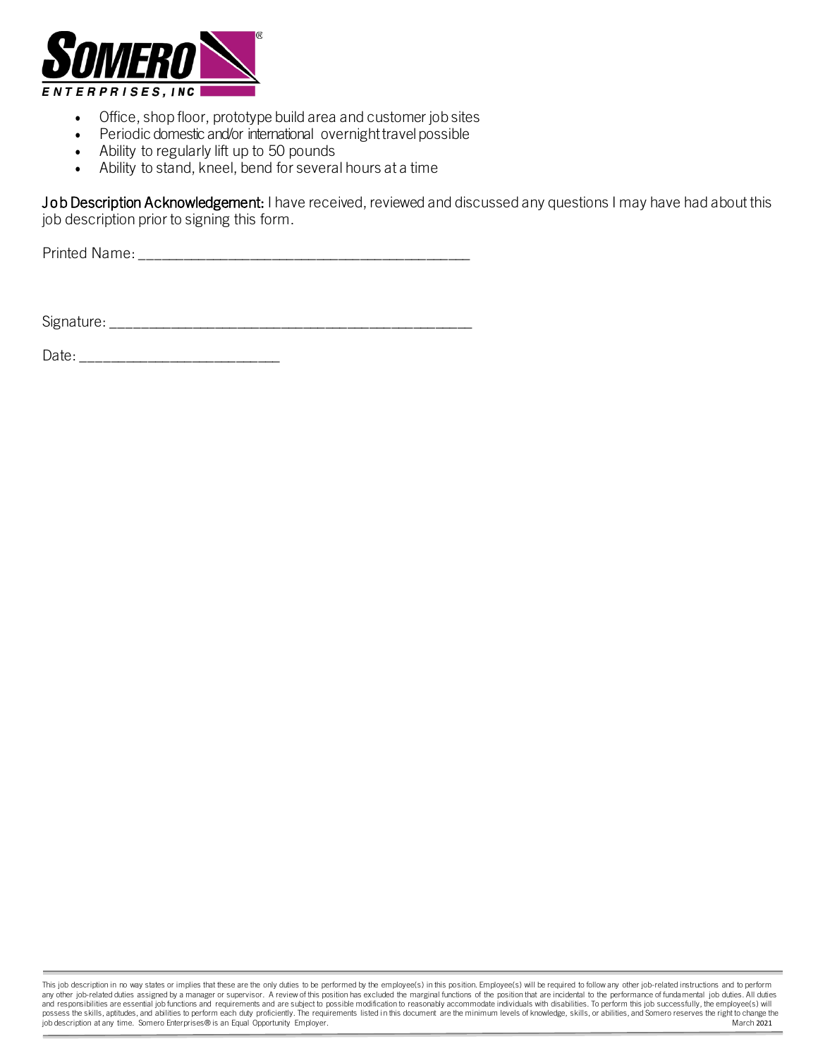- Office, shop floor, prototype build area and customer job sites
- Periodic domestic and/or international overnight travel possible
- Ability to regularly lift up to 50 pounds
- Ability to stand, kneel, bend for several hours at a time

**Job Description Acknowledgement:** I have received, reviewed and discussed any questions I may have had about this job description prior to signing this form.

Printed Name: ___________________________________________

Signature: ______________________________________________

Date: __________________________

This job description in no way states or implies that these are the only duties to be performed by the employee(s) in this position. Employee(s) will be required to follow any other job-related instructions and to perform any other job-related duties assigned by a manager or supervisor. A review of this position has excluded the marginal functions of the position that are incidental to the performance of fundamental job duties. All duties and responsibilities are essential job functions and requirements and are subject to possible modification to reasonably accommodate individuals with disabilities. To perform this job successfully, the employee(s) will possess the skills, aptitudes, and abilities to perform each duty proficiently. The requirements listed in this document are the minimum levels of knowledge, skills, or abilities, and Somero reserves the right to change the job description at any time. Somero Enterprises® is an Equal Opportunity Employer. March 2021